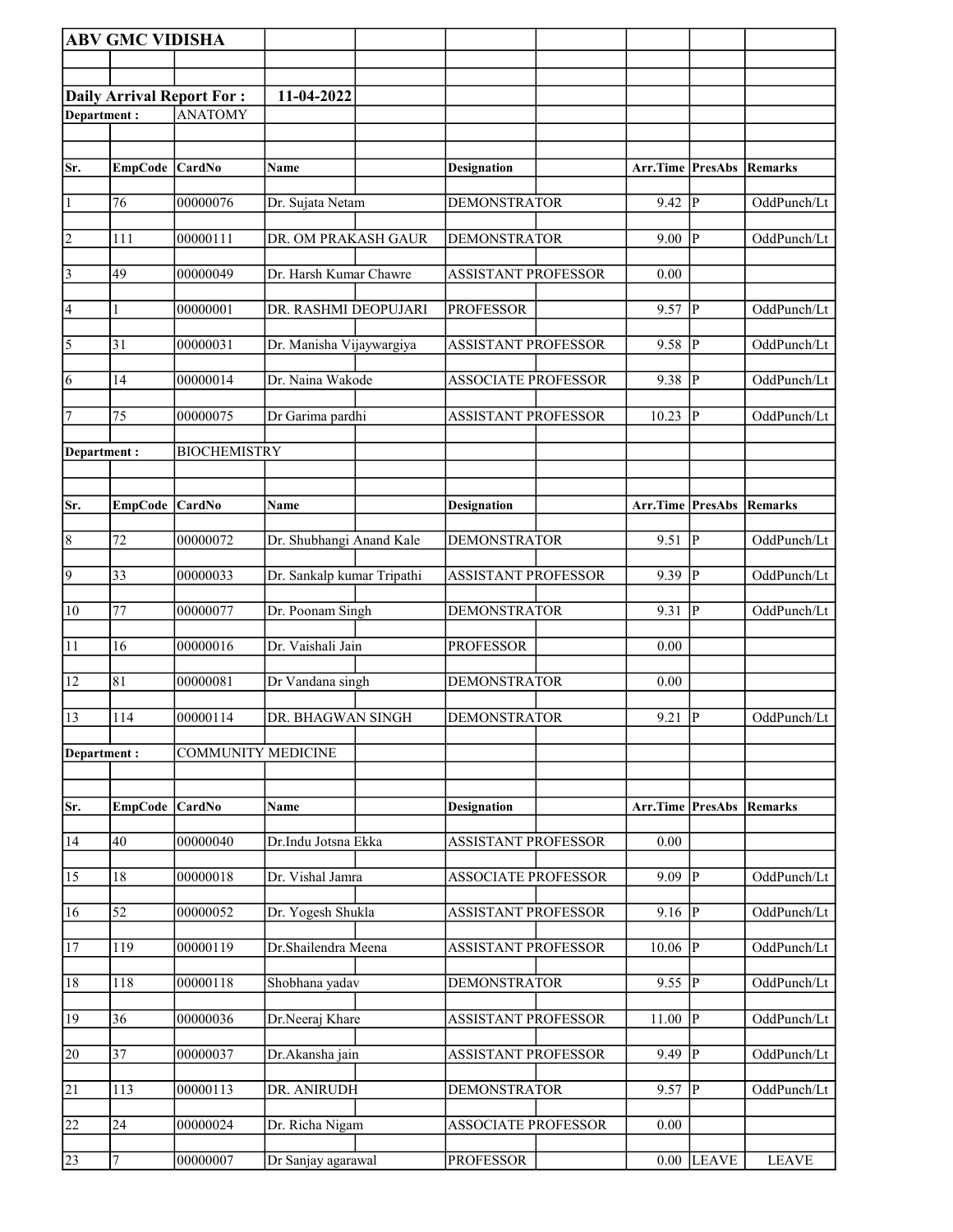**ABV GMC VIDISHA**

**Daily Arrival Report For :** **11-04-2022**

**Department :** ANATOMY

| Sr. | EmpCode | CardNo | Name | Designation | Arr.Time | PresAbs | Remarks |
|---|---|---|---|---|---|---|---|
| 1 | 76 | 00000076 | Dr. Sujata Netam | DEMONSTRATOR | 9.42 | P | OddPunch/Lt |
| 2 | 111 | 00000111 | DR. OM PRAKASH GAUR | DEMONSTRATOR | 9.00 | P | OddPunch/Lt |
| 3 | 49 | 00000049 | Dr. Harsh Kumar Chawre | ASSISTANT PROFESSOR | 0.00 | | |
| 4 | 1 | 00000001 | DR. RASHMI DEOPUJARI | PROFESSOR | 9.57 | P | OddPunch/Lt |
| 5 | 31 | 00000031 | Dr. Manisha Vijaywargiya | ASSISTANT PROFESSOR | 9.58 | P | OddPunch/Lt |
| 6 | 14 | 00000014 | Dr. Naina Wakode | ASSOCIATE PROFESSOR | 9.38 | P | OddPunch/Lt |
| 7 | 75 | 00000075 | Dr Garima pardhi | ASSISTANT PROFESSOR | 10.23 | P | OddPunch/Lt |

**Department :** BIOCHEMISTRY

| Sr. | EmpCode | CardNo | Name | Designation | Arr.Time | PresAbs | Remarks |
|---|---|---|---|---|---|---|---|
| 8 | 72 | 00000072 | Dr. Shubhangi Anand Kale | DEMONSTRATOR | 9.51 | P | OddPunch/Lt |
| 9 | 33 | 00000033 | Dr. Sankalp kumar Tripathi | ASSISTANT PROFESSOR | 9.39 | P | OddPunch/Lt |
| 10 | 77 | 00000077 | Dr. Poonam Singh | DEMONSTRATOR | 9.31 | P | OddPunch/Lt |
| 11 | 16 | 00000016 | Dr. Vaishali Jain | PROFESSOR | 0.00 | | |
| 12 | 81 | 00000081 | Dr Vandana singh | DEMONSTRATOR | 0.00 | | |
| 13 | 114 | 00000114 | DR. BHAGWAN SINGH | DEMONSTRATOR | 9.21 | P | OddPunch/Lt |

**Department :** COMMUNITY MEDICINE

| Sr. | EmpCode | CardNo | Name | Designation | Arr.Time | PresAbs | Remarks |
|---|---|---|---|---|---|---|---|
| 14 | 40 | 00000040 | Dr.Indu Jotsna Ekka | ASSISTANT PROFESSOR | 0.00 | | |
| 15 | 18 | 00000018 | Dr. Vishal Jamra | ASSOCIATE PROFESSOR | 9.09 | P | OddPunch/Lt |
| 16 | 52 | 00000052 | Dr. Yogesh Shukla | ASSISTANT PROFESSOR | 9.16 | P | OddPunch/Lt |
| 17 | 119 | 00000119 | Dr.Shailendra Meena | ASSISTANT PROFESSOR | 10.06 | P | OddPunch/Lt |
| 18 | 118 | 00000118 | Shobhana yadav | DEMONSTRATOR | 9.55 | P | OddPunch/Lt |
| 19 | 36 | 00000036 | Dr.Neeraj Khare | ASSISTANT PROFESSOR | 11.00 | P | OddPunch/Lt |
| 20 | 37 | 00000037 | Dr.Akansha jain | ASSISTANT PROFESSOR | 9.49 | P | OddPunch/Lt |
| 21 | 113 | 00000113 | DR. ANIRUDH | DEMONSTRATOR | 9.57 | P | OddPunch/Lt |
| 22 | 24 | 00000024 | Dr. Richa Nigam | ASSOCIATE PROFESSOR | 0.00 | | |
| 23 | 7 | 00000007 | Dr Sanjay agarawal | PROFESSOR | 0.00 | LEAVE | LEAVE |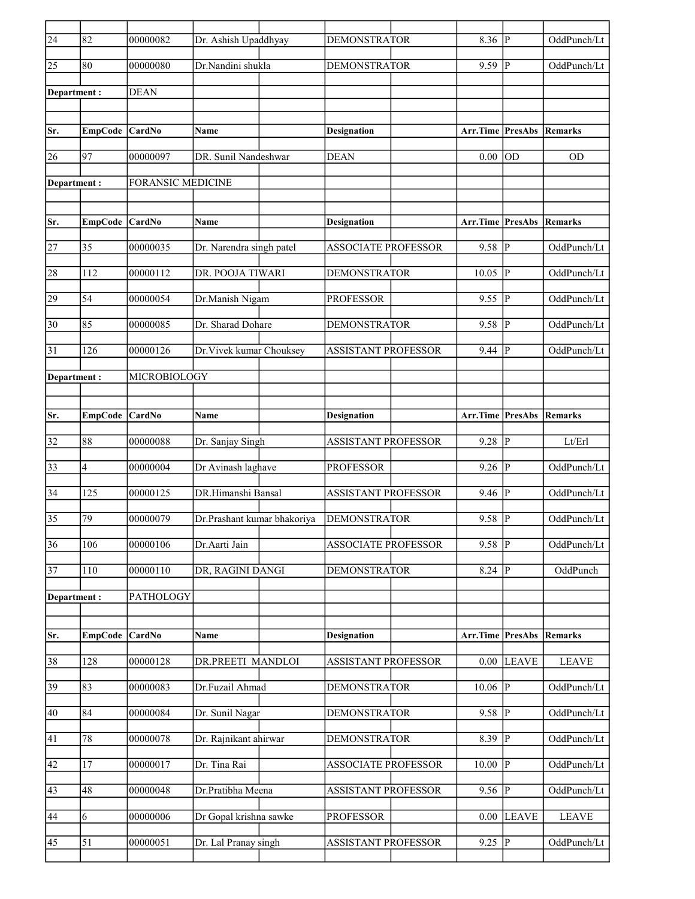| Sr. | EmpCode | CardNo | Name | Designation | Arr.Time | PresAbs | Remarks |
|---|---|---|---|---|---|---|---|
| 24 | 82 | 00000082 | Dr. Ashish Upaddhyay | DEMONSTRATOR | 8.36 | P | OddPunch/Lt |
| 25 | 80 | 00000080 | Dr.Nandini shukla | DEMONSTRATOR | 9.59 | P | OddPunch/Lt |
| **Department :** | | DEAN | | | | | |
| **Sr.** | **EmpCode** | **CardNo** | **Name** | **Designation** | **Arr.Time** | **PresAbs** | **Remarks** |
| 26 | 97 | 00000097 | DR. Sunil Nandeshwar | DEAN | 0.00 | OD | OD |
| **Department :** | | FORANSIC MEDICINE | | | | | |
| **Sr.** | **EmpCode** | **CardNo** | **Name** | **Designation** | **Arr.Time** | **PresAbs** | **Remarks** |
| 27 | 35 | 00000035 | Dr. Narendra singh patel | ASSOCIATE PROFESSOR | 9.58 | P | OddPunch/Lt |
| 28 | 112 | 00000112 | DR. POOJA TIWARI | DEMONSTRATOR | 10.05 | P | OddPunch/Lt |
| 29 | 54 | 00000054 | Dr.Manish Nigam | PROFESSOR | 9.55 | P | OddPunch/Lt |
| 30 | 85 | 00000085 | Dr. Sharad Dohare | DEMONSTRATOR | 9.58 | P | OddPunch/Lt |
| 31 | 126 | 00000126 | Dr.Vivek kumar Chouksey | ASSISTANT PROFESSOR | 9.44 | P | OddPunch/Lt |
| **Department :** | | MICROBIOLOGY | | | | | |
| **Sr.** | **EmpCode** | **CardNo** | **Name** | **Designation** | **Arr.Time** | **PresAbs** | **Remarks** |
| 32 | 88 | 00000088 | Dr. Sanjay Singh | ASSISTANT PROFESSOR | 9.28 | P | Lt/Erl |
| 33 | 4 | 00000004 | Dr Avinash laghave | PROFESSOR | 9.26 | P | OddPunch/Lt |
| 34 | 125 | 00000125 | DR.Himanshi Bansal | ASSISTANT PROFESSOR | 9.46 | P | OddPunch/Lt |
| 35 | 79 | 00000079 | Dr.Prashant kumar bhakoriya | DEMONSTRATOR | 9.58 | P | OddPunch/Lt |
| 36 | 106 | 00000106 | Dr.Aarti Jain | ASSOCIATE PROFESSOR | 9.58 | P | OddPunch/Lt |
| 37 | 110 | 00000110 | DR, RAGINI DANGI | DEMONSTRATOR | 8.24 | P | OddPunch |
| **Department :** | | PATHOLOGY | | | | | |
| **Sr.** | **EmpCode** | **CardNo** | **Name** | **Designation** | **Arr.Time** | **PresAbs** | **Remarks** |
| 38 | 128 | 00000128 | DR.PREETI MANDLOI | ASSISTANT PROFESSOR | 0.00 | LEAVE | LEAVE |
| 39 | 83 | 00000083 | Dr.Fuzail Ahmad | DEMONSTRATOR | 10.06 | P | OddPunch/Lt |
| 40 | 84 | 00000084 | Dr. Sunil Nagar | DEMONSTRATOR | 9.58 | P | OddPunch/Lt |
| 41 | 78 | 00000078 | Dr. Rajnikant ahirwar | DEMONSTRATOR | 8.39 | P | OddPunch/Lt |
| 42 | 17 | 00000017 | Dr. Tina Rai | ASSOCIATE PROFESSOR | 10.00 | P | OddPunch/Lt |
| 43 | 48 | 00000048 | Dr.Pratibha Meena | ASSISTANT PROFESSOR | 9.56 | P | OddPunch/Lt |
| 44 | 6 | 00000006 | Dr Gopal krishna sawke | PROFESSOR | 0.00 | LEAVE | LEAVE |
| 45 | 51 | 00000051 | Dr. Lal Pranay singh | ASSISTANT PROFESSOR | 9.25 | P | OddPunch/Lt |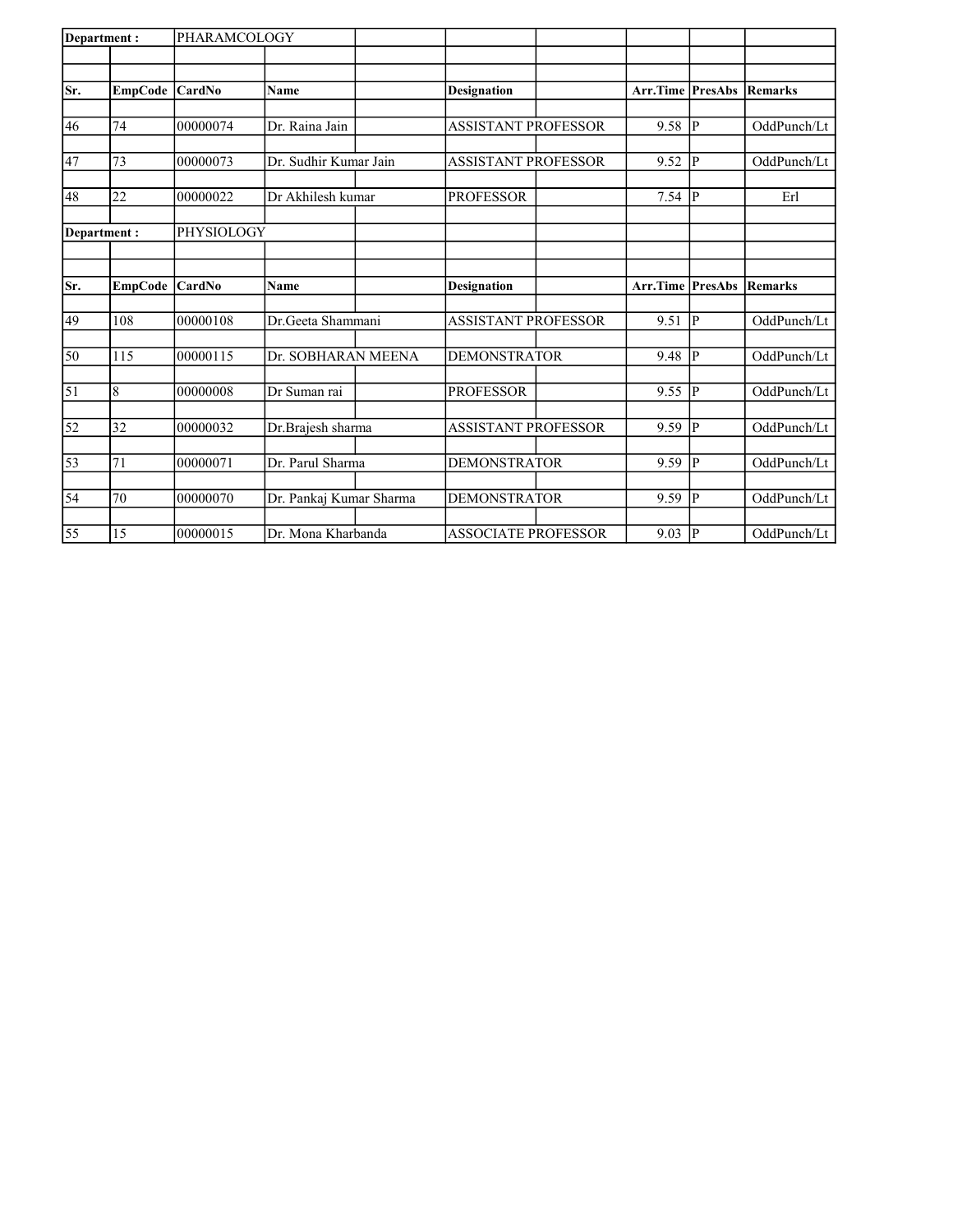| Department : | | PHARAMCOLOGY | | | | | |
|---|---|---|---|---|---|---|---|
| Sr. | EmpCode | CardNo | Name | Designation | Arr.Time | PresAbs | Remarks |
| 46 | 74 | 00000074 | Dr. Raina Jain | ASSISTANT PROFESSOR | 9.58 | P | OddPunch/Lt |
| 47 | 73 | 00000073 | Dr. Sudhir Kumar Jain | ASSISTANT PROFESSOR | 9.52 | P | OddPunch/Lt |
| 48 | 22 | 00000022 | Dr Akhilesh kumar | PROFESSOR | 7.54 | P | Erl |

| Department : | | PHYSIOLOGY | | | | | |
|---|---|---|---|---|---|---|---|
| Sr. | EmpCode | CardNo | Name | Designation | Arr.Time | PresAbs | Remarks |
| 49 | 108 | 00000108 | Dr.Geeta Shammani | ASSISTANT PROFESSOR | 9.51 | P | OddPunch/Lt |
| 50 | 115 | 00000115 | Dr. SOBHARAN MEENA | DEMONSTRATOR | 9.48 | P | OddPunch/Lt |
| 51 | 8 | 00000008 | Dr Suman rai | PROFESSOR | 9.55 | P | OddPunch/Lt |
| 52 | 32 | 00000032 | Dr.Brajesh sharma | ASSISTANT PROFESSOR | 9.59 | P | OddPunch/Lt |
| 53 | 71 | 00000071 | Dr. Parul Sharma | DEMONSTRATOR | 9.59 | P | OddPunch/Lt |
| 54 | 70 | 00000070 | Dr. Pankaj Kumar Sharma | DEMONSTRATOR | 9.59 | P | OddPunch/Lt |
| 55 | 15 | 00000015 | Dr. Mona Kharbanda | ASSOCIATE PROFESSOR | 9.03 | P | OddPunch/Lt |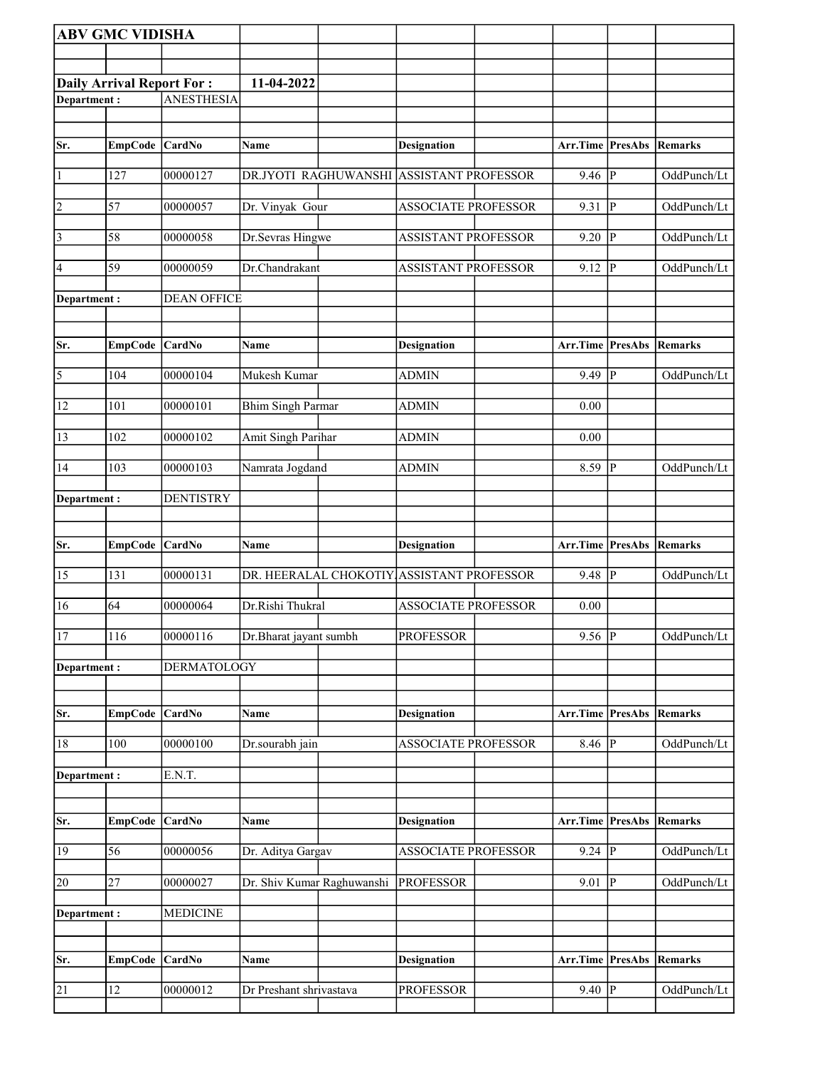**ABV GMC VIDISHA**

**Daily Arrival Report For :** **11-04-2022**

**Department :** ANESTHESIA

| Sr. | EmpCode | CardNo | Name | Designation | Arr.Time | PresAbs | Remarks |
|---|---|---|---|---|---|---|---|
| 1 | 127 | 00000127 | DR.JYOTI RAGHUWANSHI | ASSISTANT PROFESSOR | 9.46 | P | OddPunch/Lt |
| 2 | 57 | 00000057 | Dr. Vinyak Gour | ASSOCIATE PROFESSOR | 9.31 | P | OddPunch/Lt |
| 3 | 58 | 00000058 | Dr.Sevras Hingwe | ASSISTANT PROFESSOR | 9.20 | P | OddPunch/Lt |
| 4 | 59 | 00000059 | Dr.Chandrakant | ASSISTANT PROFESSOR | 9.12 | P | OddPunch/Lt |

**Department :** DEAN OFFICE

| Sr. | EmpCode | CardNo | Name | Designation | Arr.Time | PresAbs | Remarks |
|---|---|---|---|---|---|---|---|
| 5 | 104 | 00000104 | Mukesh Kumar | ADMIN | 9.49 | P | OddPunch/Lt |
| 12 | 101 | 00000101 | Bhim Singh Parmar | ADMIN | 0.00 | | |
| 13 | 102 | 00000102 | Amit Singh Parihar | ADMIN | 0.00 | | |
| 14 | 103 | 00000103 | Namrata Jogdand | ADMIN | 8.59 | P | OddPunch/Lt |

**Department :** DENTISTRY

| Sr. | EmpCode | CardNo | Name | Designation | Arr.Time | PresAbs | Remarks |
|---|---|---|---|---|---|---|---|
| 15 | 131 | 00000131 | DR. HEERALAL CHOKOTIY | ASSISTANT PROFESSOR | 9.48 | P | OddPunch/Lt |
| 16 | 64 | 00000064 | Dr.Rishi Thukral | ASSOCIATE PROFESSOR | 0.00 | | |
| 17 | 116 | 00000116 | Dr.Bharat jayant sumbh | PROFESSOR | 9.56 | P | OddPunch/Lt |

**Department :** DERMATOLOGY

| Sr. | EmpCode | CardNo | Name | Designation | Arr.Time | PresAbs | Remarks |
|---|---|---|---|---|---|---|---|
| 18 | 100 | 00000100 | Dr.sourabh jain | ASSOCIATE PROFESSOR | 8.46 | P | OddPunch/Lt |

**Department :** E.N.T.

| Sr. | EmpCode | CardNo | Name | Designation | Arr.Time | PresAbs | Remarks |
|---|---|---|---|---|---|---|---|
| 19 | 56 | 00000056 | Dr. Aditya Gargav | ASSOCIATE PROFESSOR | 9.24 | P | OddPunch/Lt |
| 20 | 27 | 00000027 | Dr. Shiv Kumar Raghuwanshi | PROFESSOR | 9.01 | P | OddPunch/Lt |

**Department :** MEDICINE

| Sr. | EmpCode | CardNo | Name | Designation | Arr.Time | PresAbs | Remarks |
|---|---|---|---|---|---|---|---|
| 21 | 12 | 00000012 | Dr Preshant shrivastava | PROFESSOR | 9.40 | P | OddPunch/Lt |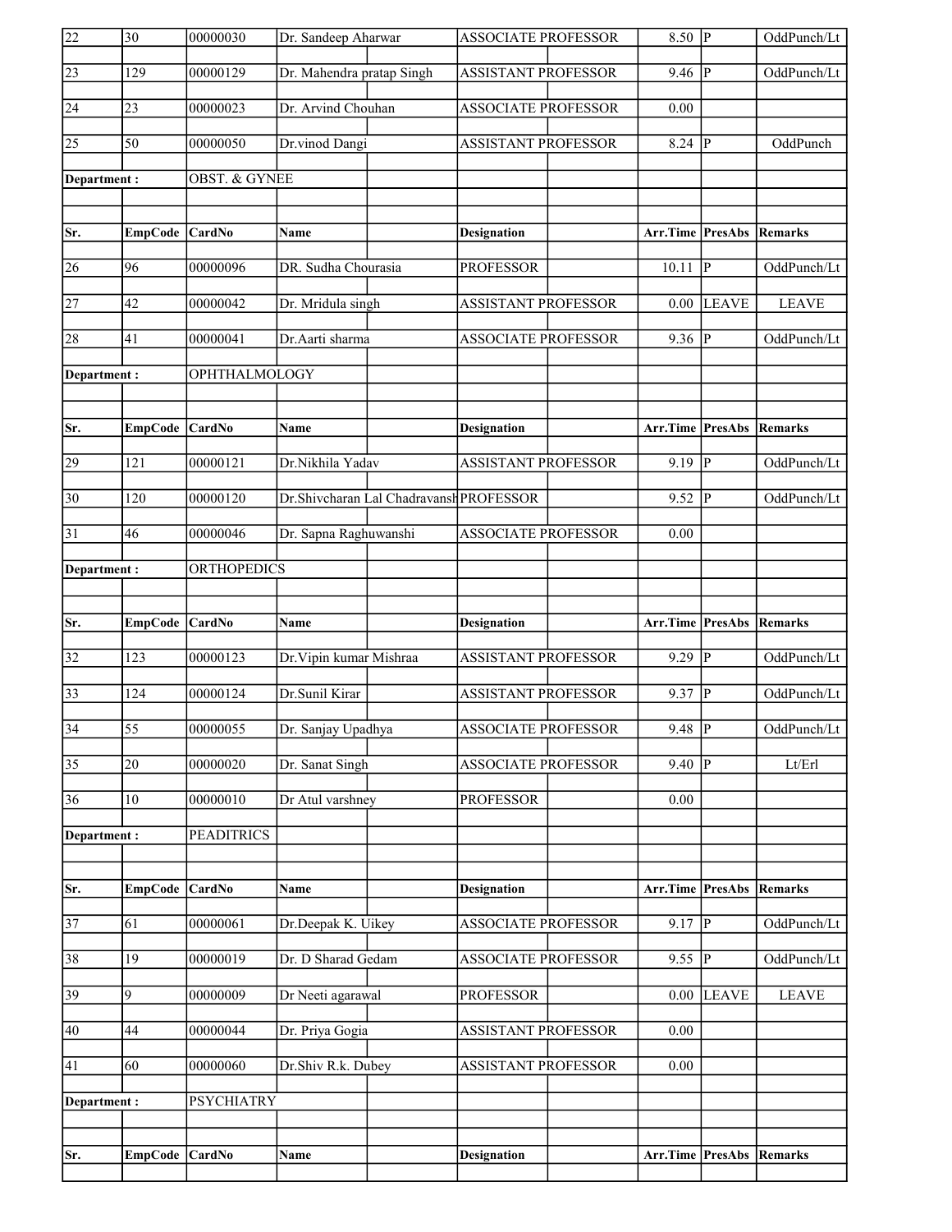| Sr. | EmpCode | CardNo | Name | Designation | Arr.Time | PresAbs | Remarks |
|---|---|---|---|---|---|---|---|
| 22 | 30 | 00000030 | Dr. Sandeep Aharwar | ASSOCIATE PROFESSOR | 8.50 | P | OddPunch/Lt |
| 23 | 129 | 00000129 | Dr. Mahendra pratap Singh | ASSISTANT PROFESSOR | 9.46 | P | OddPunch/Lt |
| 24 | 23 | 00000023 | Dr. Arvind Chouhan | ASSOCIATE PROFESSOR | 0.00 | | |
| 25 | 50 | 00000050 | Dr.vinod Dangi | ASSISTANT PROFESSOR | 8.24 | P | OddPunch |
| Department : | | OBST. & GYNEE | | | | | |
| Sr. | EmpCode | CardNo | Name | Designation | Arr.Time | PresAbs | Remarks |
| 26 | 96 | 00000096 | DR. Sudha Chourasia | PROFESSOR | 10.11 | P | OddPunch/Lt |
| 27 | 42 | 00000042 | Dr. Mridula singh | ASSISTANT PROFESSOR | 0.00 | LEAVE | LEAVE |
| 28 | 41 | 00000041 | Dr.Aarti sharma | ASSOCIATE PROFESSOR | 9.36 | P | OddPunch/Lt |
| Department : | | OPHTHALMOLOGY | | | | | |
| Sr. | EmpCode | CardNo | Name | Designation | Arr.Time | PresAbs | Remarks |
| 29 | 121 | 00000121 | Dr.Nikhila Yadav | ASSISTANT PROFESSOR | 9.19 | P | OddPunch/Lt |
| 30 | 120 | 00000120 | Dr.Shivcharan Lal Chadravansh | PROFESSOR | 9.52 | P | OddPunch/Lt |
| 31 | 46 | 00000046 | Dr. Sapna Raghuwanshi | ASSOCIATE PROFESSOR | 0.00 | | |
| Department : | | ORTHOPEDICS | | | | | |
| Sr. | EmpCode | CardNo | Name | Designation | Arr.Time | PresAbs | Remarks |
| 32 | 123 | 00000123 | Dr.Vipin kumar Mishraa | ASSISTANT PROFESSOR | 9.29 | P | OddPunch/Lt |
| 33 | 124 | 00000124 | Dr.Sunil Kirar | ASSISTANT PROFESSOR | 9.37 | P | OddPunch/Lt |
| 34 | 55 | 00000055 | Dr. Sanjay Upadhya | ASSOCIATE PROFESSOR | 9.48 | P | OddPunch/Lt |
| 35 | 20 | 00000020 | Dr. Sanat Singh | ASSOCIATE PROFESSOR | 9.40 | P | Lt/Erl |
| 36 | 10 | 00000010 | Dr Atul varshney | PROFESSOR | 0.00 | | |
| Department : | | PEADITRICS | | | | | |
| Sr. | EmpCode | CardNo | Name | Designation | Arr.Time | PresAbs | Remarks |
| 37 | 61 | 00000061 | Dr.Deepak K. Uikey | ASSOCIATE PROFESSOR | 9.17 | P | OddPunch/Lt |
| 38 | 19 | 00000019 | Dr. D Sharad Gedam | ASSOCIATE PROFESSOR | 9.55 | P | OddPunch/Lt |
| 39 | 9 | 00000009 | Dr Neeti agarawal | PROFESSOR | 0.00 | LEAVE | LEAVE |
| 40 | 44 | 00000044 | Dr. Priya Gogia | ASSISTANT PROFESSOR | 0.00 | | |
| 41 | 60 | 00000060 | Dr.Shiv R.k. Dubey | ASSISTANT PROFESSOR | 0.00 | | |
| Department : | | PSYCHIATRY | | | | | |
| Sr. | EmpCode | CardNo | Name | Designation | Arr.Time | PresAbs | Remarks |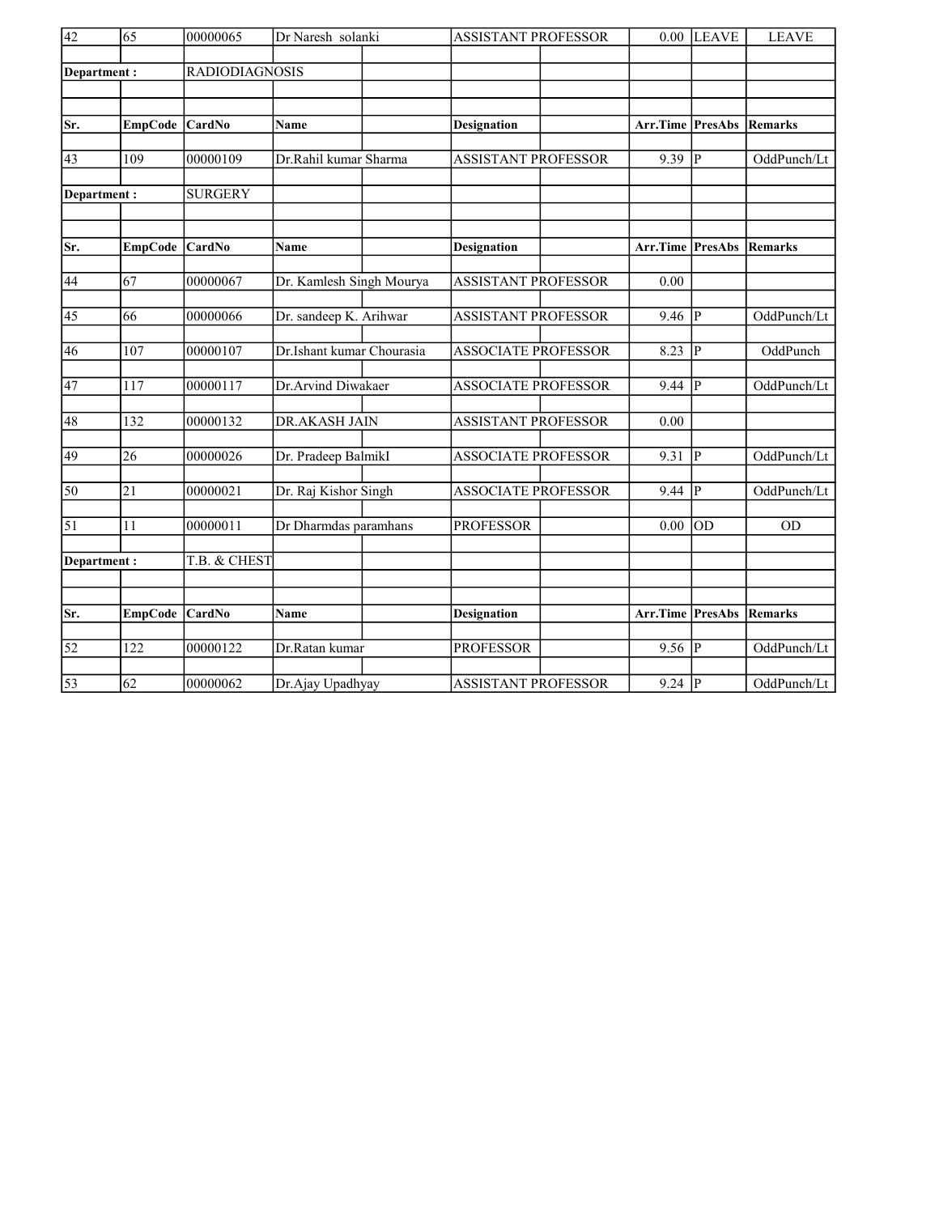| | | | | | | |
|---|---|---|---|---|---|---|
| 42 | 65 | 00000065 | Dr Naresh solanki | ASSISTANT PROFESSOR | 0.00 | LEAVE | LEAVE |

| | | | | | | | |
|---|---|---|---|---|---|---|---|
| **Department :** | | RADIODIAGNOSIS | | | | | |
| **Sr.** | **EmpCode** | **CardNo** | **Name** | **Designation** | **Arr.Time** | **PresAbs** | **Remarks** |
| 43 | 109 | 00000109 | Dr.Rahil kumar Sharma | ASSISTANT PROFESSOR | 9.39 | P | OddPunch/Lt |

| | | | | | | | |
|---|---|---|---|---|---|---|---|
| **Department :** | | SURGERY | | | | | |
| **Sr.** | **EmpCode** | **CardNo** | **Name** | **Designation** | **Arr.Time** | **PresAbs** | **Remarks** |
| 44 | 67 | 00000067 | Dr. Kamlesh Singh Mourya | ASSISTANT PROFESSOR | 0.00 | | |
| 45 | 66 | 00000066 | Dr. sandeep K. Arihwar | ASSISTANT PROFESSOR | 9.46 | P | OddPunch/Lt |
| 46 | 107 | 00000107 | Dr.Ishant kumar Chourasia | ASSOCIATE PROFESSOR | 8.23 | P | OddPunch |
| 47 | 117 | 00000117 | Dr.Arvind Diwakaer | ASSOCIATE PROFESSOR | 9.44 | P | OddPunch/Lt |
| 48 | 132 | 00000132 | DR.AKASH JAIN | ASSISTANT PROFESSOR | 0.00 | | |
| 49 | 26 | 00000026 | Dr. Pradeep BalmikI | ASSOCIATE PROFESSOR | 9.31 | P | OddPunch/Lt |
| 50 | 21 | 00000021 | Dr. Raj Kishor Singh | ASSOCIATE PROFESSOR | 9.44 | P | OddPunch/Lt |
| 51 | 11 | 00000011 | Dr Dharmdas paramhans | PROFESSOR | 0.00 | OD | OD |

| | | | | | | | |
|---|---|---|---|---|---|---|---|
| **Department :** | | T.B. & CHEST | | | | | |
| **Sr.** | **EmpCode** | **CardNo** | **Name** | **Designation** | **Arr.Time** | **PresAbs** | **Remarks** |
| 52 | 122 | 00000122 | Dr.Ratan kumar | PROFESSOR | 9.56 | P | OddPunch/Lt |
| 53 | 62 | 00000062 | Dr.Ajay Upadhyay | ASSISTANT PROFESSOR | 9.24 | P | OddPunch/Lt |